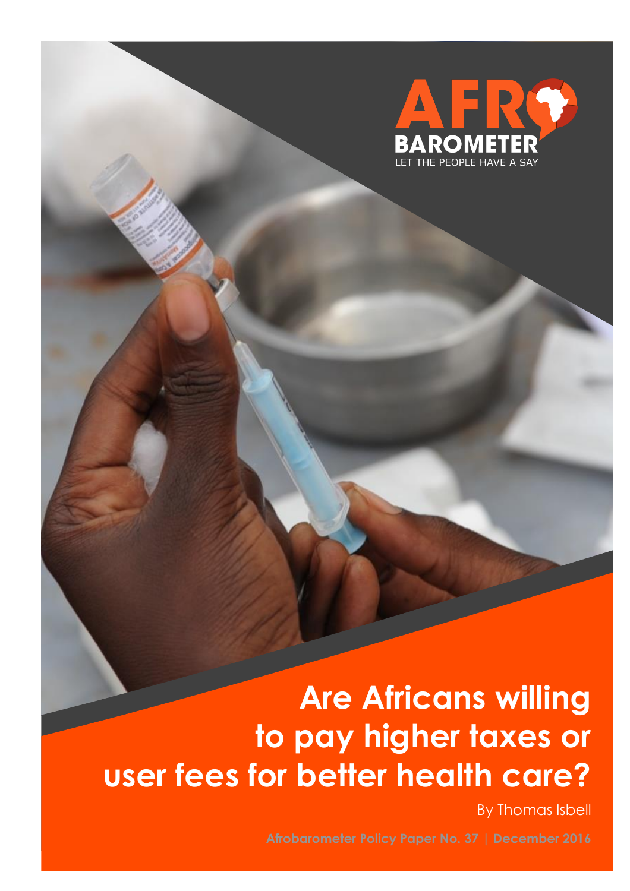AFRO BAROMETER

LET THE PEOPLE HAVE A SAY

# Are Africans willing to pay higher taxes or user fees for better health care?

By Thomas Isbell

Afrobarometer Policy Paper No. 37 | December 2016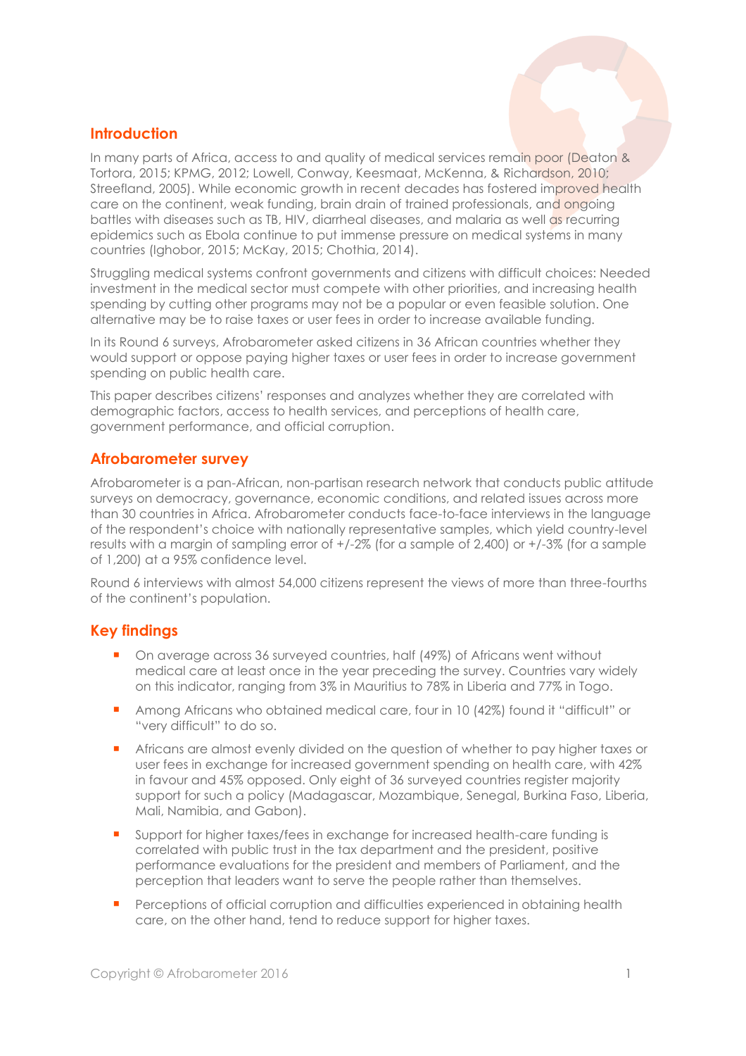## Introduction

In many parts of Africa, access to and quality of medical services remain poor (Deaton & Tortora, 2015; KPMG, 2012; Lowell, Conway, Keesmaat, McKenna, & Richardson, 2010; Streefland, 2005). While economic growth in recent decades has fostered improved health care on the continent, weak funding, brain drain of trained professionals, and ongoing battles with diseases such as TB, HIV, diarrheal diseases, and malaria as well as recurring epidemics such as Ebola continue to put immense pressure on medical systems in many countries (Ighobor, 2015; McKay, 2015; Chothia, 2014).

Struggling medical systems confront governments and citizens with difficult choices: Needed investment in the medical sector must compete with other priorities, and increasing health spending by cutting other programs may not be a popular or even feasible solution. One alternative may be to raise taxes or user fees in order to increase available funding.

In its Round 6 surveys, Afrobarometer asked citizens in 36 African countries whether they would support or oppose paying higher taxes or user fees in order to increase government spending on public health care.

This paper describes citizens' responses and analyzes whether they are correlated with demographic factors, access to health services, and perceptions of health care, government performance, and official corruption.

## Afrobarometer survey

Afrobarometer is a pan-African, non-partisan research network that conducts public attitude surveys on democracy, governance, economic conditions, and related issues across more than 30 countries in Africa. Afrobarometer conducts face-to-face interviews in the language of the respondent's choice with nationally representative samples, which yield country-level results with a margin of sampling error of +/-2% (for a sample of 2,400) or +/-3% (for a sample of 1,200) at a 95% confidence level.

Round 6 interviews with almost 54,000 citizens represent the views of more than three-fourths of the continent's population.

## Key findings

- On average across 36 surveyed countries, half (49%) of Africans went without medical care at least once in the year preceding the survey. Countries vary widely on this indicator, ranging from 3% in Mauritius to 78% in Liberia and 77% in Togo.
- Among Africans who obtained medical care, four in 10 (42%) found it "difficult" or "very difficult" to do so.
- Africans are almost evenly divided on the question of whether to pay higher taxes or user fees in exchange for increased government spending on health care, with 42% in favour and 45% opposed. Only eight of 36 surveyed countries register majority support for such a policy (Madagascar, Mozambique, Senegal, Burkina Faso, Liberia, Mali, Namibia, and Gabon).
- Support for higher taxes/fees in exchange for increased health-care funding is correlated with public trust in the tax department and the president, positive performance evaluations for the president and members of Parliament, and the perception that leaders want to serve the people rather than themselves.
- Perceptions of official corruption and difficulties experienced in obtaining health care, on the other hand, tend to reduce support for higher taxes.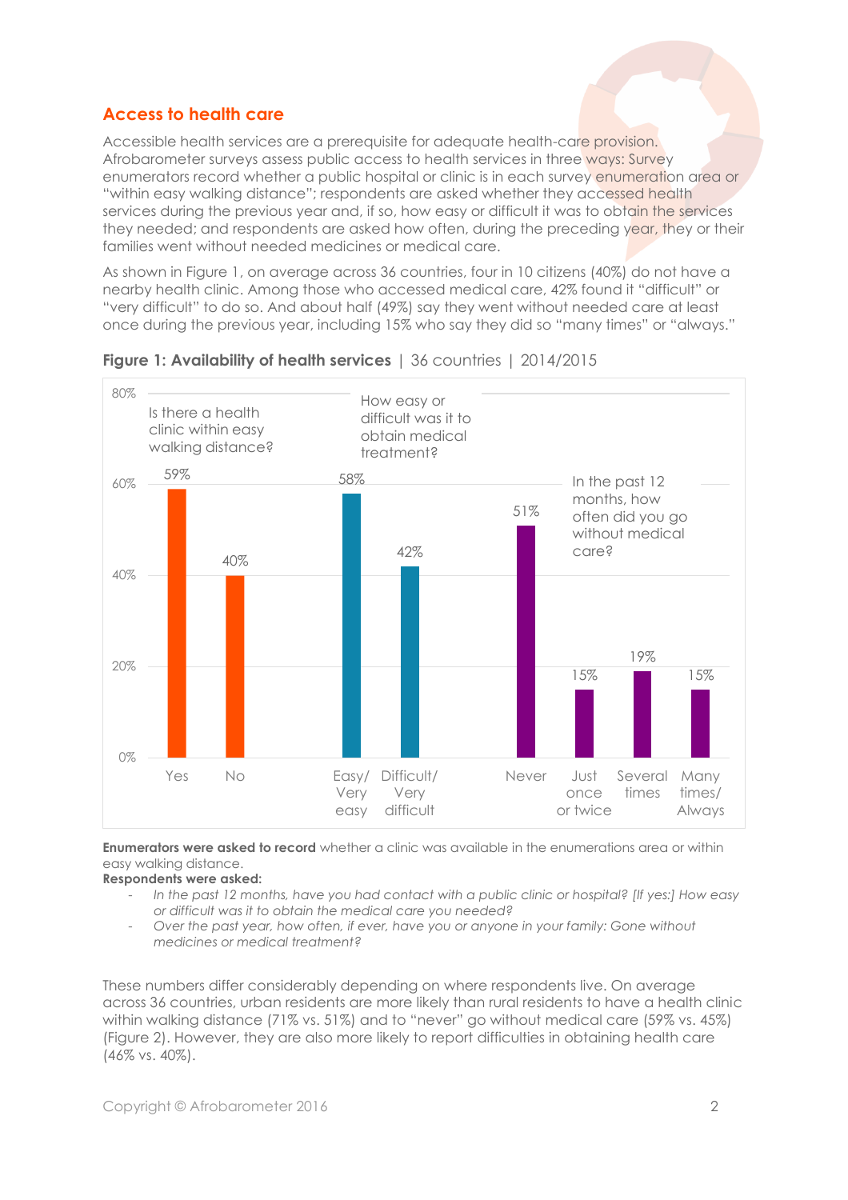## Access to health care

Accessible health services are a prerequisite for adequate health-care provision. Afrobarometer surveys assess public access to health services in three ways: Survey enumerators record whether a public hospital or clinic is in each survey enumeration area or "within easy walking distance"; respondents are asked whether they accessed health services during the previous year and, if so, how easy or difficult it was to obtain the services they needed; and respondents are asked how often, during the preceding year, they or their families went without needed medicines or medical care.

As shown in Figure 1, on average across 36 countries, four in 10 citizens (40%) do not have a nearby health clinic. Among those who accessed medical care, 42% found it "difficult" or "very difficult" to do so. And about half (49%) say they went without needed care at least once during the previous year, including 15% who say they did so "many times" or "always."

**Figure 1: Availability of health services** | 36 countries | 2014/2015

| Question | Response | % |
|---|---|---|
| Is there a health clinic within easy walking distance? | Yes | 59% |
| | No | 40% |
| How easy or difficult was it to obtain medical treatment? | Easy/ Very easy | 58% |
| | Difficult/ Very difficult | 42% |
| In the past 12 months, how often did you go without medical care? | Never | 51% |
| | Just once or twice | 15% |
| | Several times | 19% |
| | Many times/ Always | 15% |

**Enumerators were asked to record** whether a clinic was available in the enumerations area or within easy walking distance.

**Respondents were asked:**

- *In the past 12 months, have you had contact with a public clinic or hospital? [If yes:] How easy or difficult was it to obtain the medical care you needed?*
- *Over the past year, how often, if ever, have you or anyone in your family: Gone without medicines or medical treatment?*

These numbers differ considerably depending on where respondents live. On average across 36 countries, urban residents are more likely than rural residents to have a health clinic within walking distance (71% vs. 51%) and to "never" go without medical care (59% vs. 45%) (Figure 2). However, they are also more likely to report difficulties in obtaining health care (46% vs. 40%).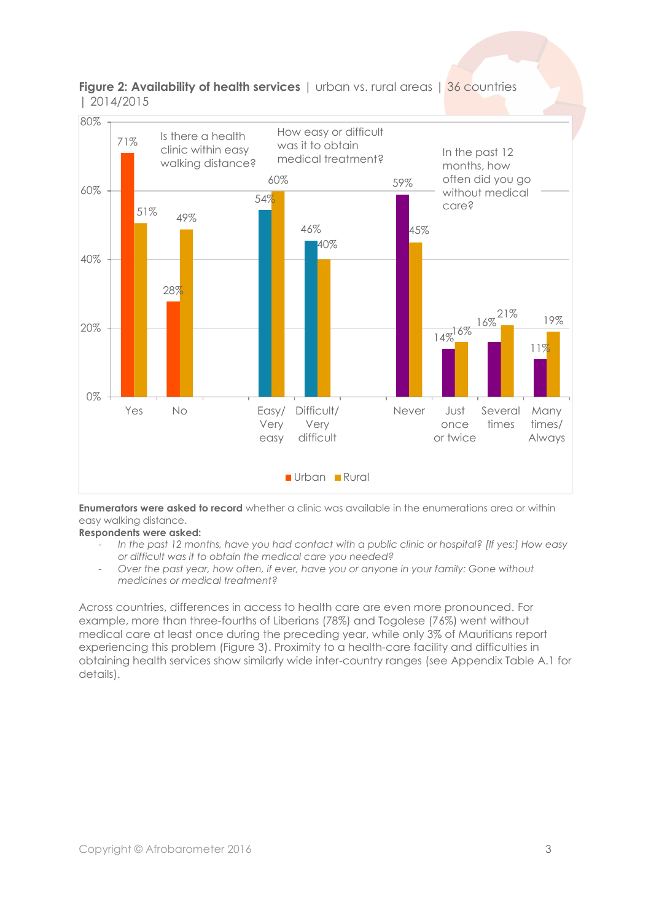**Figure 2: Availability of health services** | urban vs. rural areas | 36 countries | 2014/2015

| Question | Response | Urban | Rural |
|---|---|---|---|
| Is there a health clinic within easy walking distance? | Yes | 71% | 51% |
| | No | 28% | 49% |
| How easy or difficult was it to obtain medical treatment? | Easy/Very easy | 54% | 60% |
| | Difficult/Very difficult | 46% | 40% |
| In the past 12 months, how often did you go without medical care? | Never | 59% | 45% |
| | Just once or twice | 14% | 16% |
| | Several times | 16% | 21% |
| | Many times/Always | 11% | 19% |

**Enumerators were asked to record** whether a clinic was available in the enumerations area or within easy walking distance.

**Respondents were asked:**

- *In the past 12 months, have you had contact with a public clinic or hospital? [If yes:] How easy or difficult was it to obtain the medical care you needed?*
- *Over the past year, how often, if ever, have you or anyone in your family: Gone without medicines or medical treatment?*

Across countries, differences in access to health care are even more pronounced. For example, more than three-fourths of Liberians (78%) and Togolese (76%) went without medical care at least once during the preceding year, while only 3% of Mauritians report experiencing this problem (Figure 3). Proximity to a health-care facility and difficulties in obtaining health services show similarly wide inter-country ranges (see Appendix Table A.1 for details).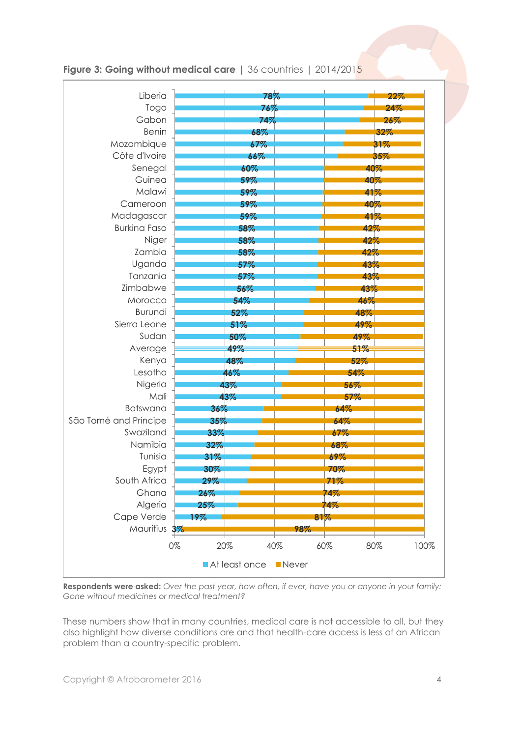**Figure 3: Going without medical care** | 36 countries | 2014/2015

| Country | At least once | Never |
|---|---|---|
| Liberia | 78% | 22% |
| Togo | 76% | 24% |
| Gabon | 74% | 26% |
| Benin | 68% | 32% |
| Mozambique | 67% | 31% |
| Côte d'Ivoire | 66% | 35% |
| Senegal | 60% | 40% |
| Guinea | 59% | 40% |
| Malawi | 59% | 41% |
| Cameroon | 59% | 40% |
| Madagascar | 59% | 41% |
| Burkina Faso | 58% | 42% |
| Niger | 58% | 42% |
| Zambia | 58% | 42% |
| Uganda | 57% | 43% |
| Tanzania | 57% | 43% |
| Zimbabwe | 56% | 43% |
| Morocco | 54% | 46% |
| Burundi | 52% | 48% |
| Sierra Leone | 51% | 49% |
| Sudan | 50% | 49% |
| Average | 49% | 51% |
| Kenya | 48% | 52% |
| Lesotho | 46% | 54% |
| Nigeria | 43% | 56% |
| Mali | 43% | 57% |
| Botswana | 36% | 64% |
| São Tomé and Príncipe | 35% | 64% |
| Swaziland | 33% | 67% |
| Namibia | 32% | 68% |
| Tunisia | 31% | 69% |
| Egypt | 30% | 70% |
| South Africa | 29% | 71% |
| Ghana | 26% | 74% |
| Algeria | 25% | 74% |
| Cape Verde | 19% | 81% |
| Mauritius | 3% | 98% |

**Respondents were asked:** *Over the past year, how often, if ever, have you or anyone in your family: Gone without medicines or medical treatment?*

These numbers show that in many countries, medical care is not accessible to all, but they also highlight how diverse conditions are and that health-care access is less of an African problem than a country-specific problem.

Copyright © Afrobarometer 2016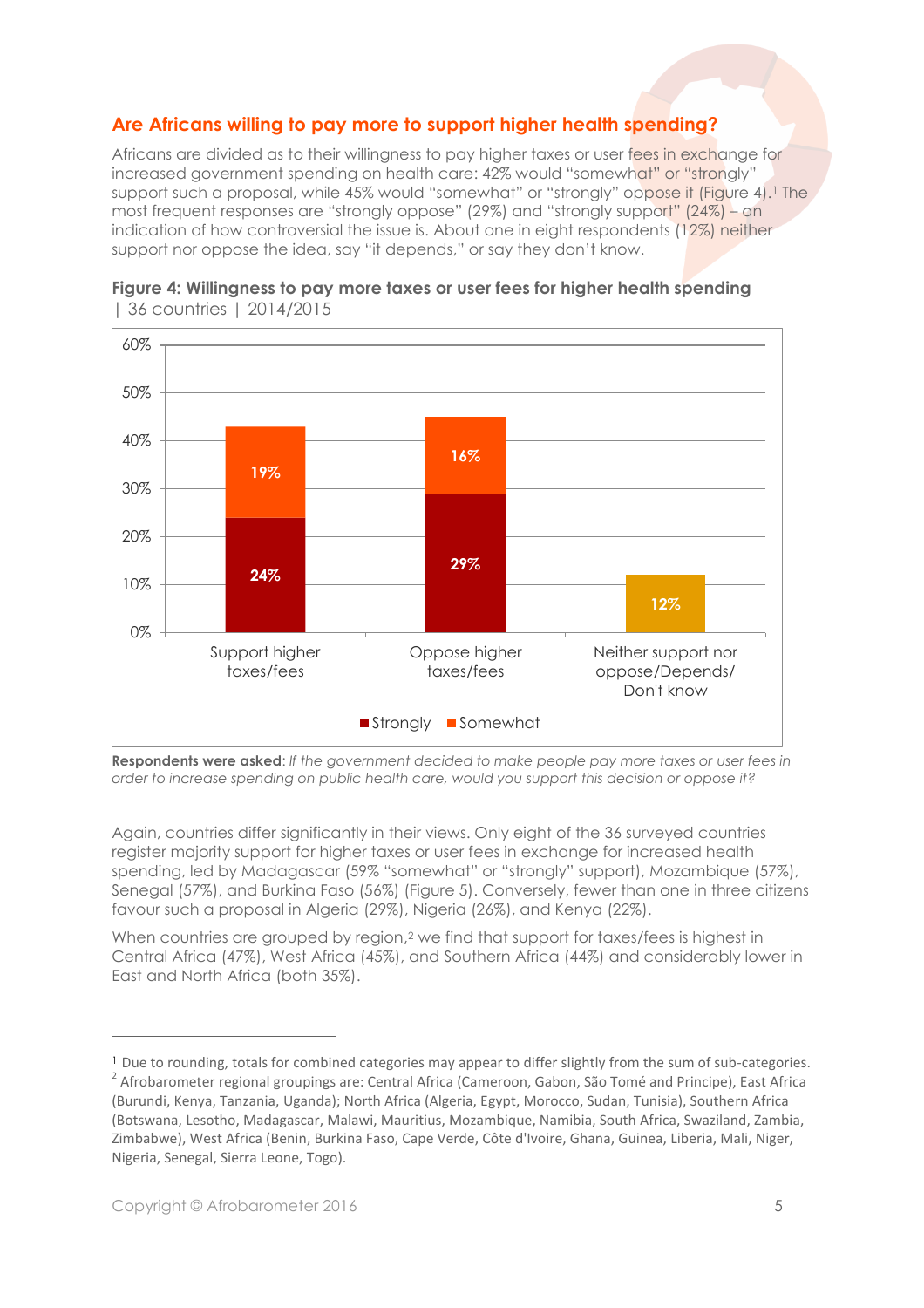## Are Africans willing to pay more to support higher health spending?

Africans are divided as to their willingness to pay higher taxes or user fees in exchange for increased government spending on health care: 42% would "somewhat" or "strongly" support such a proposal, while 45% would "somewhat" or "strongly" oppose it (Figure 4).[1] The most frequent responses are "strongly oppose" (29%) and "strongly support" (24%) – an indication of how controversial the issue is. About one in eight respondents (12%) neither support nor oppose the idea, say "it depends," or say they don't know.

**Figure 4: Willingness to pay more taxes or user fees for higher health spending** | 36 countries | 2014/2015

| | Strongly | Somewhat |
|---|---|---|
| Support higher taxes/fees | 24% | 19% |
| Oppose higher taxes/fees | 29% | 16% |
| Neither support nor oppose/Depends/ Don't know | 12% | |

**Respondents were asked**: *If the government decided to make people pay more taxes or user fees in order to increase spending on public health care, would you support this decision or oppose it?*

Again, countries differ significantly in their views. Only eight of the 36 surveyed countries register majority support for higher taxes or user fees in exchange for increased health spending, led by Madagascar (59% "somewhat" or "strongly" support), Mozambique (57%), Senegal (57%), and Burkina Faso (56%) (Figure 5). Conversely, fewer than one in three citizens favour such a proposal in Algeria (29%), Nigeria (26%), and Kenya (22%).

When countries are grouped by region,[2] we find that support for taxes/fees is highest in Central Africa (47%), West Africa (45%), and Southern Africa (44%) and considerably lower in East and North Africa (both 35%).

---

[1] Due to rounding, totals for combined categories may appear to differ slightly from the sum of sub-categories.

[2] Afrobarometer regional groupings are: Central Africa (Cameroon, Gabon, São Tomé and Principe), East Africa (Burundi, Kenya, Tanzania, Uganda); North Africa (Algeria, Egypt, Morocco, Sudan, Tunisia), Southern Africa (Botswana, Lesotho, Madagascar, Malawi, Mauritius, Mozambique, Namibia, South Africa, Swaziland, Zambia, Zimbabwe), West Africa (Benin, Burkina Faso, Cape Verde, Côte d'Ivoire, Ghana, Guinea, Liberia, Mali, Niger, Nigeria, Senegal, Sierra Leone, Togo).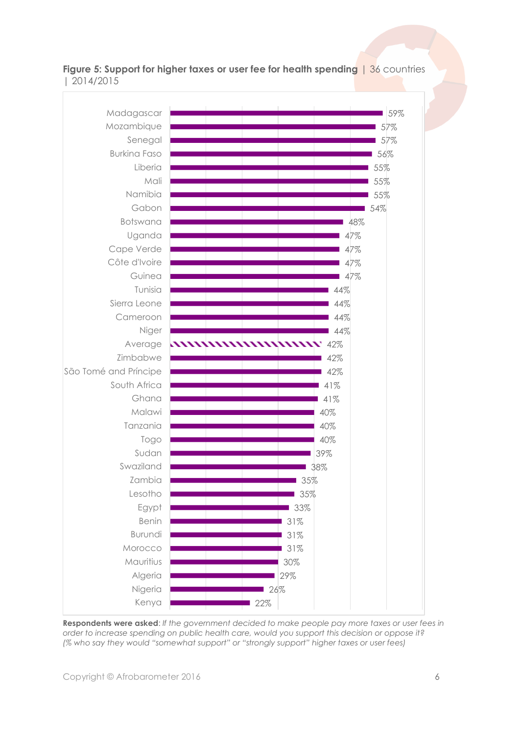**Figure 5: Support for higher taxes or user fee for health spending** | 36 countries | 2014/2015

| Country | % |
| --- | --- |
| Madagascar | 59% |
| Mozambique | 57% |
| Senegal | 57% |
| Burkina Faso | 56% |
| Liberia | 55% |
| Mali | 55% |
| Namibia | 55% |
| Gabon | 54% |
| Botswana | 48% |
| Uganda | 47% |
| Cape Verde | 47% |
| Côte d'Ivoire | 47% |
| Guinea | 47% |
| Tunisia | 44% |
| Sierra Leone | 44% |
| Cameroon | 44% |
| Niger | 44% |
| Average | 42% |
| Zimbabwe | 42% |
| São Tomé and Príncipe | 42% |
| South Africa | 41% |
| Ghana | 41% |
| Malawi | 40% |
| Tanzania | 40% |
| Togo | 40% |
| Sudan | 39% |
| Swaziland | 38% |
| Zambia | 35% |
| Lesotho | 35% |
| Egypt | 33% |
| Benin | 31% |
| Burundi | 31% |
| Morocco | 31% |
| Mauritius | 30% |
| Algeria | 29% |
| Nigeria | 26% |
| Kenya | 22% |

**Respondents were asked**: *If the government decided to make people pay more taxes or user fees in order to increase spending on public health care, would you support this decision or oppose it? (% who say they would "somewhat support" or "strongly support" higher taxes or user fees)*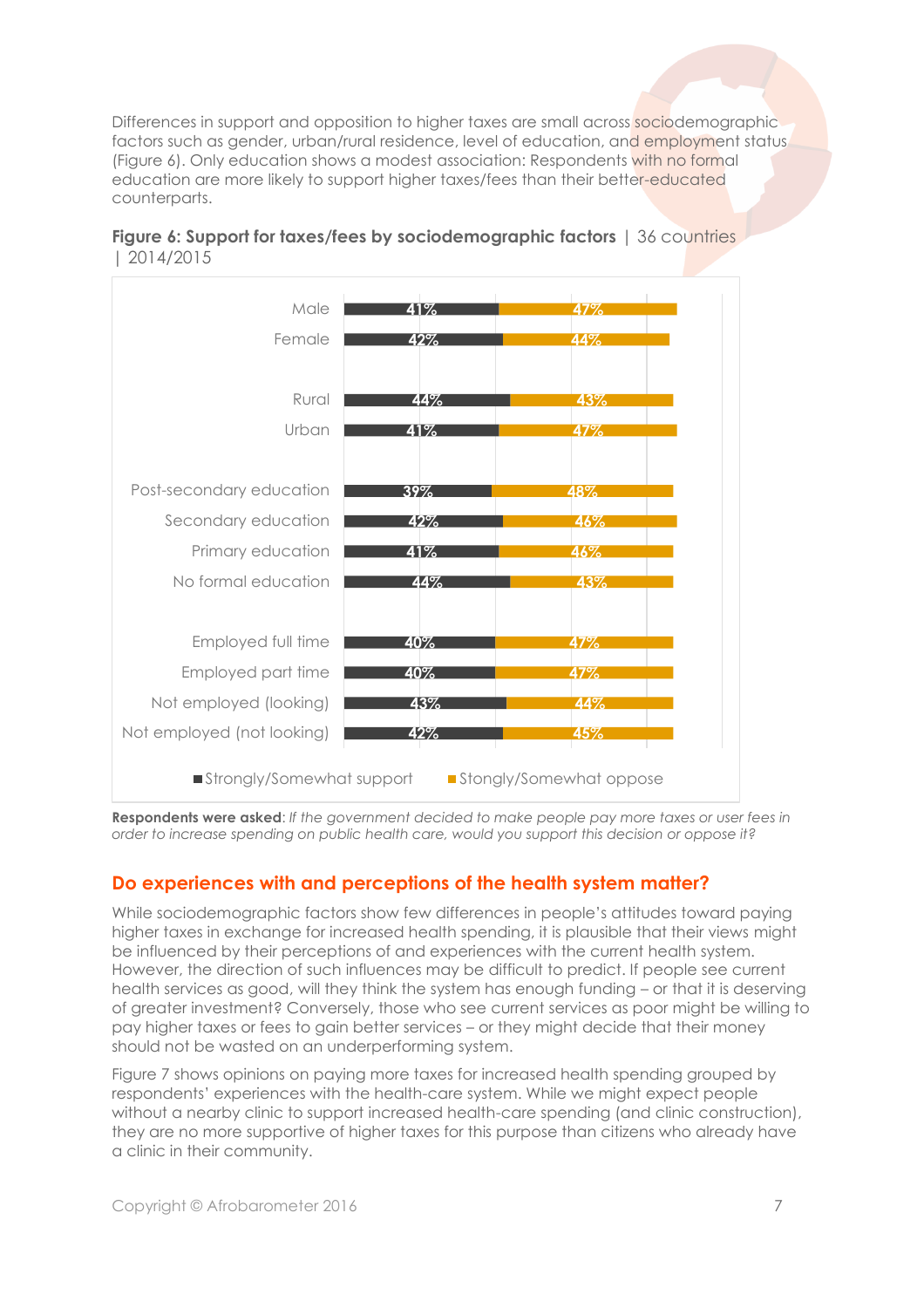Differences in support and opposition to higher taxes are small across sociodemographic factors such as gender, urban/rural residence, level of education, and employment status (Figure 6). Only education shows a modest association: Respondents with no formal education are more likely to support higher taxes/fees than their better-educated counterparts.

**Figure 6: Support for taxes/fees by sociodemographic factors** | 36 countries | 2014/2015

| | Strongly/Somewhat support | Stongly/Somewhat oppose |
|---|---|---|
| Male | 41% | 47% |
| Female | 42% | 44% |
| Rural | 44% | 43% |
| Urban | 41% | 47% |
| Post-secondary education | 39% | 48% |
| Secondary education | 42% | 46% |
| Primary education | 41% | 46% |
| No formal education | 44% | 43% |
| Employed full time | 40% | 47% |
| Employed part time | 40% | 47% |
| Not employed (looking) | 43% | 44% |
| Not employed (not looking) | 42% | 45% |

**Respondents were asked**: *If the government decided to make people pay more taxes or user fees in order to increase spending on public health care, would you support this decision or oppose it?*

## Do experiences with and perceptions of the health system matter?

While sociodemographic factors show few differences in people's attitudes toward paying higher taxes in exchange for increased health spending, it is plausible that their views might be influenced by their perceptions of and experiences with the current health system. However, the direction of such influences may be difficult to predict. If people see current health services as good, will they think the system has enough funding – or that it is deserving of greater investment? Conversely, those who see current services as poor might be willing to pay higher taxes or fees to gain better services – or they might decide that their money should not be wasted on an underperforming system.

Figure 7 shows opinions on paying more taxes for increased health spending grouped by respondents' experiences with the health-care system. While we might expect people without a nearby clinic to support increased health-care spending (and clinic construction), they are no more supportive of higher taxes for this purpose than citizens who already have a clinic in their community.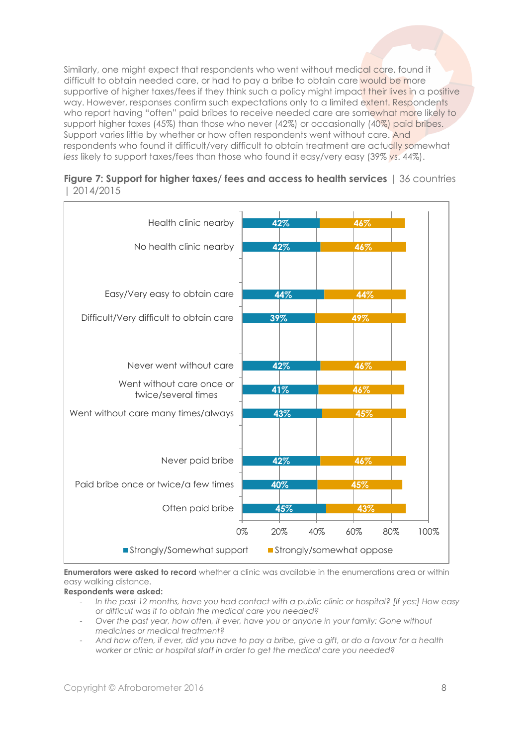Similarly, one might expect that respondents who went without medical care, found it difficult to obtain needed care, or had to pay a bribe to obtain care would be more supportive of higher taxes/fees if they think such a policy might impact their lives in a positive way. However, responses confirm such expectations only to a limited extent. Respondents who report having "often" paid bribes to receive needed care are somewhat more likely to support higher taxes (45%) than those who never (42%) or occasionally (40%) paid bribes. Support varies little by whether or how often respondents went without care. And respondents who found it difficult/very difficult to obtain treatment are actually somewhat *less* likely to support taxes/fees than those who found it easy/very easy (39% vs. 44%).

**Figure 7: Support for higher taxes/ fees and access to health services** | 36 countries | 2014/2015

| | Strongly/Somewhat support | Strongly/somewhat oppose |
|---|---|---|
| Health clinic nearby | 42% | 46% |
| No health clinic nearby | 42% | 46% |
| Easy/Very easy to obtain care | 44% | 44% |
| Difficult/Very difficult to obtain care | 39% | 49% |
| Never went without care | 42% | 46% |
| Went without care once or twice/several times | 41% | 46% |
| Went without care many times/always | 43% | 45% |
| Never paid bribe | 42% | 46% |
| Paid bribe once or twice/a few times | 40% | 45% |
| Often paid bribe | 45% | 43% |

**Enumerators were asked to record** whether a clinic was available in the enumerations area or within easy walking distance.

**Respondents were asked:**

- *In the past 12 months, have you had contact with a public clinic or hospital? [If yes:] How easy or difficult was it to obtain the medical care you needed?*
- *Over the past year, how often, if ever, have you or anyone in your family: Gone without medicines or medical treatment?*
- *And how often, if ever, did you have to pay a bribe, give a gift, or do a favour for a health worker or clinic or hospital staff in order to get the medical care you needed?*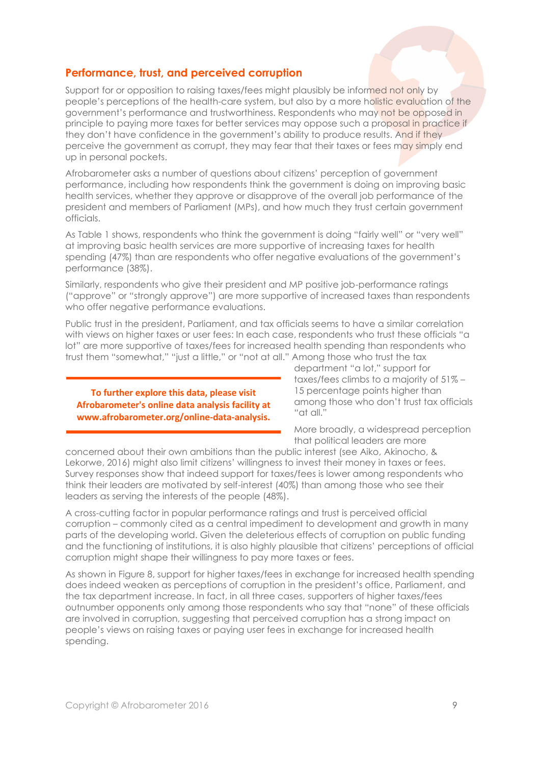## Performance, trust, and perceived corruption

Support for or opposition to raising taxes/fees might plausibly be informed not only by people's perceptions of the health-care system, but also by a more holistic evaluation of the government's performance and trustworthiness. Respondents who may not be opposed in principle to paying more taxes for better services may oppose such a proposal in practice if they don't have confidence in the government's ability to produce results. And if they perceive the government as corrupt, they may fear that their taxes or fees may simply end up in personal pockets.

Afrobarometer asks a number of questions about citizens' perception of government performance, including how respondents think the government is doing on improving basic health services, whether they approve or disapprove of the overall job performance of the president and members of Parliament (MPs), and how much they trust certain government officials.

As Table 1 shows, respondents who think the government is doing "fairly well" or "very well" at improving basic health services are more supportive of increasing taxes for health spending (47%) than are respondents who offer negative evaluations of the government's performance (38%).

Similarly, respondents who give their president and MP positive job-performance ratings ("approve" or "strongly approve") are more supportive of increased taxes than respondents who offer negative performance evaluations.

Public trust in the president, Parliament, and tax officials seems to have a similar correlation with views on higher taxes or user fees: In each case, respondents who trust these officials "a lot" are more supportive of taxes/fees for increased health spending than respondents who trust them "somewhat," "just a little," or "not at all." Among those who trust the tax department "a lot," support for taxes/fees climbs to a majority of 51% – 15 percentage points higher than among those who don't trust tax officials "at all."

**To further explore this data, please visit Afrobarometer's online data analysis facility at www.afrobarometer.org/online-data-analysis.**

More broadly, a widespread perception that political leaders are more concerned about their own ambitions than the public interest (see Aiko, Akinocho, & Lekorwe, 2016) might also limit citizens' willingness to invest their money in taxes or fees. Survey responses show that indeed support for taxes/fees is lower among respondents who think their leaders are motivated by self-interest (40%) than among those who see their leaders as serving the interests of the people (48%).

A cross-cutting factor in popular performance ratings and trust is perceived official corruption – commonly cited as a central impediment to development and growth in many parts of the developing world. Given the deleterious effects of corruption on public funding and the functioning of institutions, it is also highly plausible that citizens' perceptions of official corruption might shape their willingness to pay more taxes or fees.

As shown in Figure 8, support for higher taxes/fees in exchange for increased health spending does indeed weaken as perceptions of corruption in the president's office, Parliament, and the tax department increase. In fact, in all three cases, supporters of higher taxes/fees outnumber opponents only among those respondents who say that "none" of these officials are involved in corruption, suggesting that perceived corruption has a strong impact on people's views on raising taxes or paying user fees in exchange for increased health spending.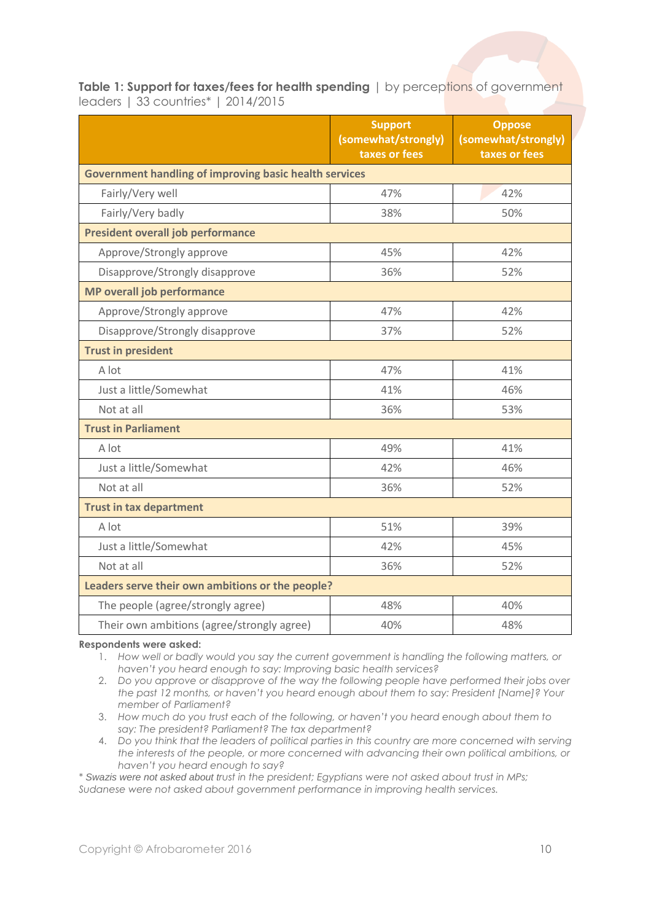**Table 1: Support for taxes/fees for health spending** | by perceptions of government leaders | 33 countries* | 2014/2015

| | Support (somewhat/strongly) taxes or fees | Oppose (somewhat/strongly) taxes or fees |
|---|---|---|
| **Government handling of improving basic health services** | | |
| Fairly/Very well | 47% | 42% |
| Fairly/Very badly | 38% | 50% |
| **President overall job performance** | | |
| Approve/Strongly approve | 45% | 42% |
| Disapprove/Strongly disapprove | 36% | 52% |
| **MP overall job performance** | | |
| Approve/Strongly approve | 47% | 42% |
| Disapprove/Strongly disapprove | 37% | 52% |
| **Trust in president** | | |
| A lot | 47% | 41% |
| Just a little/Somewhat | 41% | 46% |
| Not at all | 36% | 53% |
| **Trust in Parliament** | | |
| A lot | 49% | 41% |
| Just a little/Somewhat | 42% | 46% |
| Not at all | 36% | 52% |
| **Trust in tax department** | | |
| A lot | 51% | 39% |
| Just a little/Somewhat | 42% | 45% |
| Not at all | 36% | 52% |
| **Leaders serve their own ambitions or the people?** | | |
| The people (agree/strongly agree) | 48% | 40% |
| Their own ambitions (agree/strongly agree) | 40% | 48% |

**Respondents were asked:**

1. *How well or badly would you say the current government is handling the following matters, or haven't you heard enough to say: Improving basic health services?*
2. *Do you approve or disapprove of the way the following people have performed their jobs over the past 12 months, or haven't you heard enough about them to say: President [Name]? Your member of Parliament?*
3. *How much do you trust each of the following, or haven't you heard enough about them to say: The president? Parliament? The tax department?*
4. *Do you think that the leaders of political parties in this country are more concerned with serving the interests of the people, or more concerned with advancing their own political ambitions, or haven't you heard enough to say?*

\* *Swazis were not asked about trust in the president; Egyptians were not asked about trust in MPs; Sudanese were not asked about government performance in improving health services.*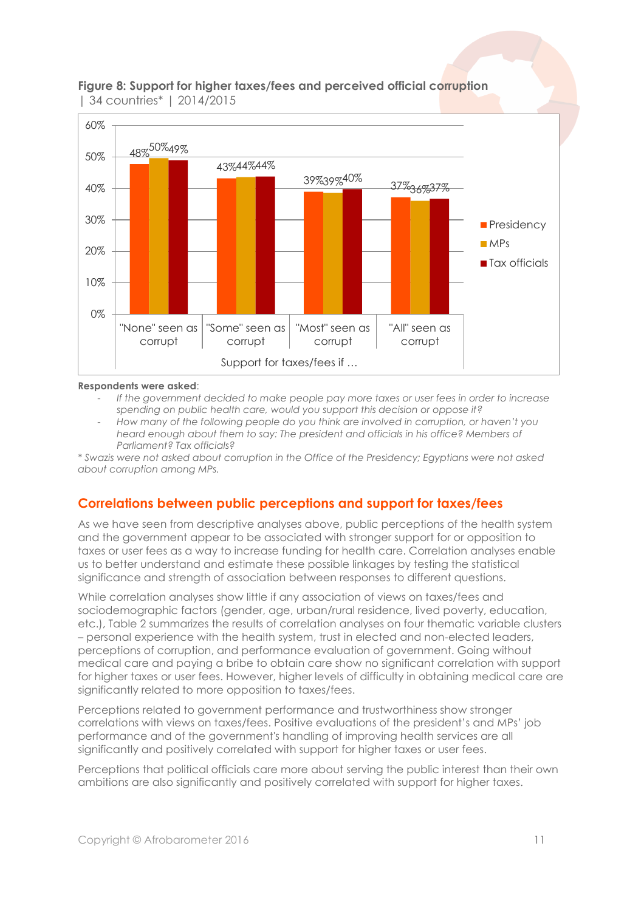**Figure 8: Support for higher taxes/fees and perceived official corruption** | 34 countries* | 2014/2015

| Support for taxes/fees if … | Presidency | MPs | Tax officials |
|---|---|---|---|
| "None" seen as corrupt | 48% | 50% | 49% |
| "Some" seen as corrupt | 43% | 44% | 44% |
| "Most" seen as corrupt | 39% | 39% | 40% |
| "All" seen as corrupt | 37% | 36% | 37% |

**Respondents were asked**:

- *If the government decided to make people pay more taxes or user fees in order to increase spending on public health care, would you support this decision or oppose it?*
- *How many of the following people do you think are involved in corruption, or haven't you heard enough about them to say: The president and officials in his office? Members of Parliament? Tax officials?*

*\* Swazis were not asked about corruption in the Office of the Presidency; Egyptians were not asked about corruption among MPs.*

## Correlations between public perceptions and support for taxes/fees

As we have seen from descriptive analyses above, public perceptions of the health system and the government appear to be associated with stronger support for or opposition to taxes or user fees as a way to increase funding for health care. Correlation analyses enable us to better understand and estimate these possible linkages by testing the statistical significance and strength of association between responses to different questions.

While correlation analyses show little if any association of views on taxes/fees and sociodemographic factors (gender, age, urban/rural residence, lived poverty, education, etc.), Table 2 summarizes the results of correlation analyses on four thematic variable clusters – personal experience with the health system, trust in elected and non-elected leaders, perceptions of corruption, and performance evaluation of government. Going without medical care and paying a bribe to obtain care show no significant correlation with support for higher taxes or user fees. However, higher levels of difficulty in obtaining medical care are significantly related to more opposition to taxes/fees.

Perceptions related to government performance and trustworthiness show stronger correlations with views on taxes/fees. Positive evaluations of the president's and MPs' job performance and of the government's handling of improving health services are all significantly and positively correlated with support for higher taxes or user fees.

Perceptions that political officials care more about serving the public interest than their own ambitions are also significantly and positively correlated with support for higher taxes.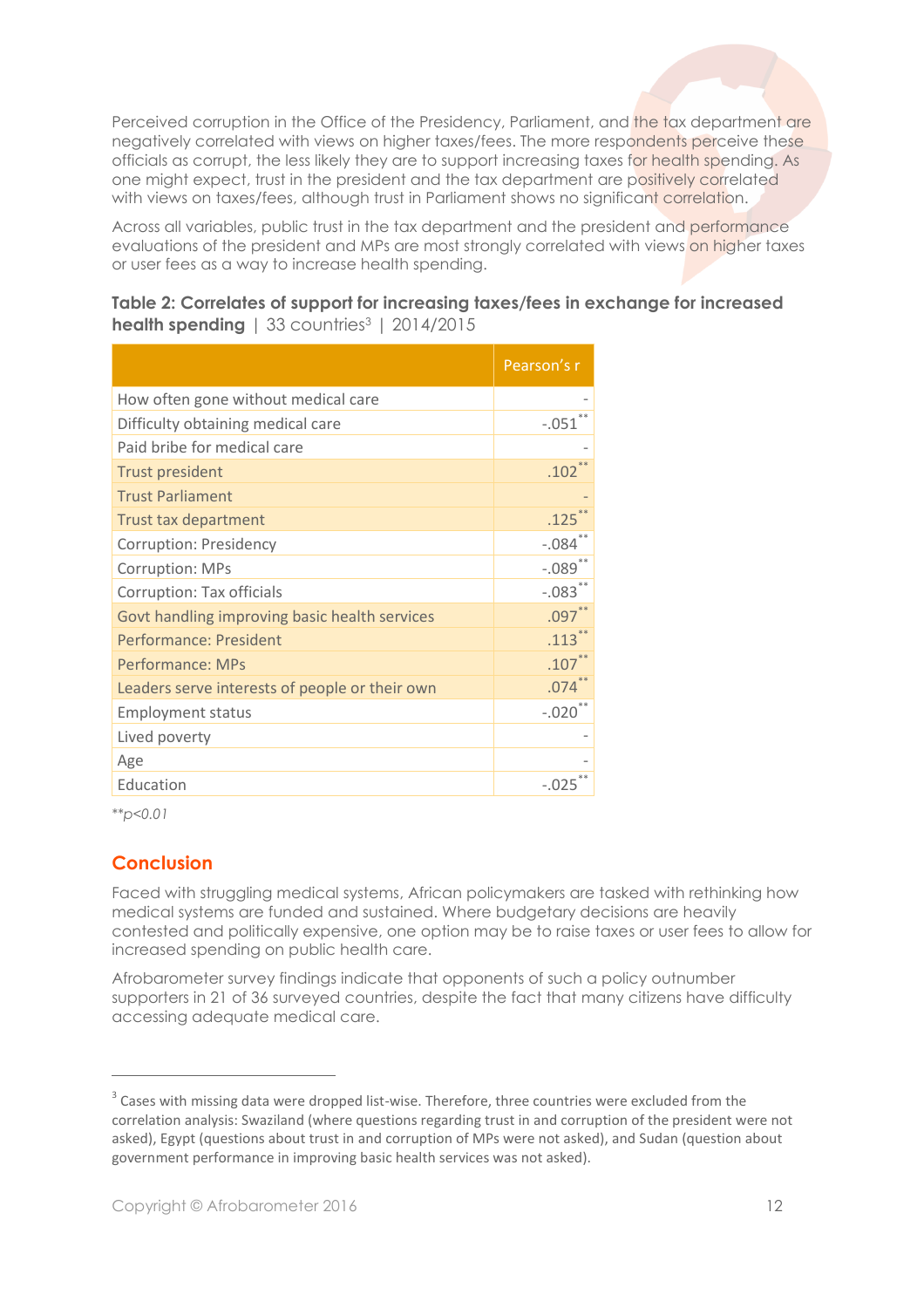Perceived corruption in the Office of the Presidency, Parliament, and the tax department are negatively correlated with views on higher taxes/fees. The more respondents perceive these officials as corrupt, the less likely they are to support increasing taxes for health spending. As one might expect, trust in the president and the tax department are positively correlated with views on taxes/fees, although trust in Parliament shows no significant correlation.

Across all variables, public trust in the tax department and the president and performance evaluations of the president and MPs are most strongly correlated with views on higher taxes or user fees as a way to increase health spending.

**Table 2: Correlates of support for increasing taxes/fees in exchange for increased health spending** | 33 countries[3] | 2014/2015

| | Pearson's r |
|---|---|
| How often gone without medical care | - |
| Difficulty obtaining medical care | -.051** |
| Paid bribe for medical care | - |
| Trust president | .102** |
| Trust Parliament | - |
| Trust tax department | .125** |
| Corruption: Presidency | -.084** |
| Corruption: MPs | -.089** |
| Corruption: Tax officials | -.083** |
| Govt handling improving basic health services | .097** |
| Performance: President | .113** |
| Performance: MPs | .107** |
| Leaders serve interests of people or their own | .074** |
| Employment status | -.020** |
| Lived poverty | - |
| Age | - |
| Education | -.025** |

*\*\*p<0.01*

## Conclusion

Faced with struggling medical systems, African policymakers are tasked with rethinking how medical systems are funded and sustained. Where budgetary decisions are heavily contested and politically expensive, one option may be to raise taxes or user fees to allow for increased spending on public health care.

Afrobarometer survey findings indicate that opponents of such a policy outnumber supporters in 21 of 36 surveyed countries, despite the fact that many citizens have difficulty accessing adequate medical care.

[3] Cases with missing data were dropped list-wise. Therefore, three countries were excluded from the correlation analysis: Swaziland (where questions regarding trust in and corruption of the president were not asked), Egypt (questions about trust in and corruption of MPs were not asked), and Sudan (question about government performance in improving basic health services was not asked).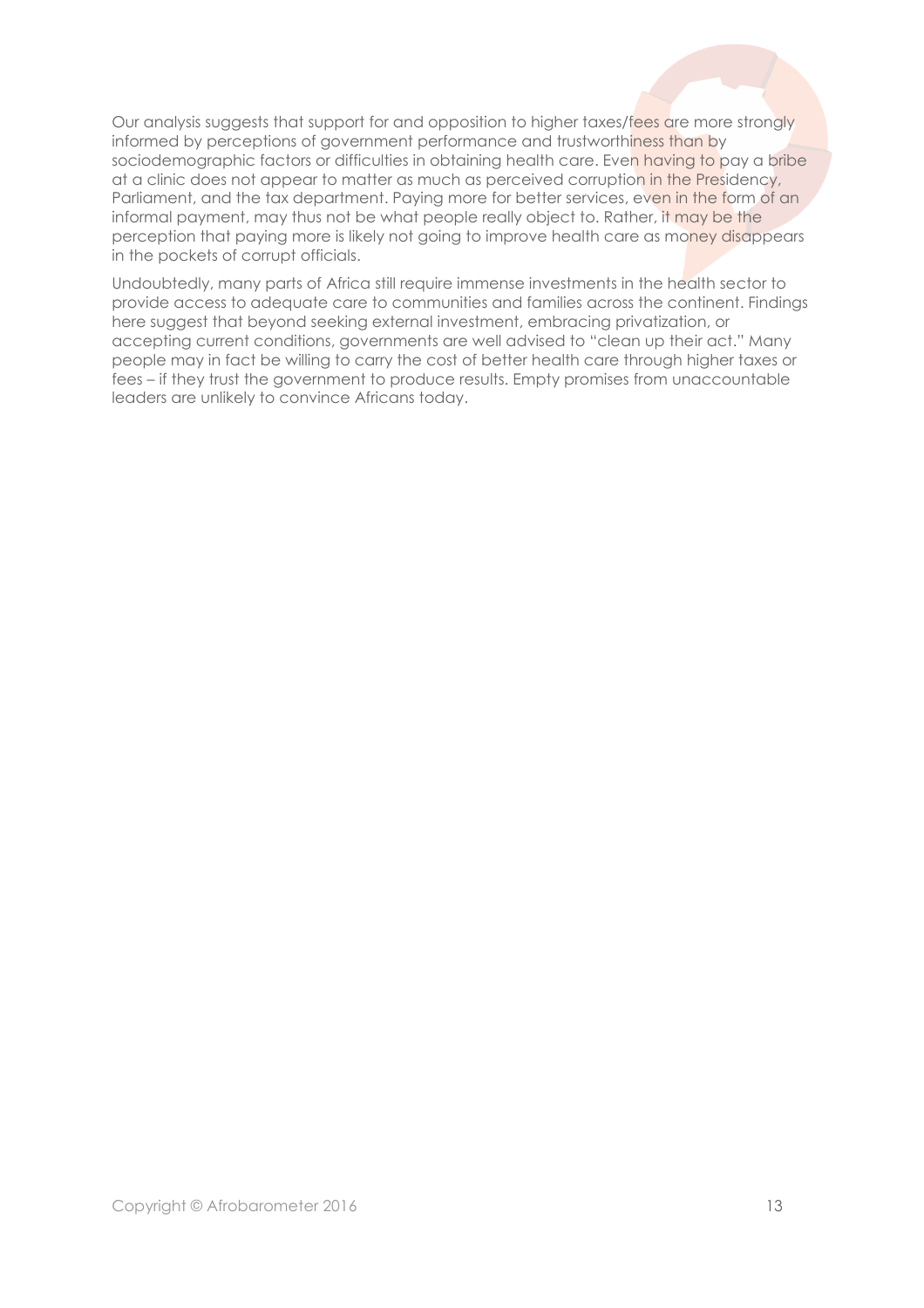Our analysis suggests that support for and opposition to higher taxes/fees are more strongly informed by perceptions of government performance and trustworthiness than by sociodemographic factors or difficulties in obtaining health care. Even having to pay a bribe at a clinic does not appear to matter as much as perceived corruption in the Presidency, Parliament, and the tax department. Paying more for better services, even in the form of an informal payment, may thus not be what people really object to. Rather, it may be the perception that paying more is likely not going to improve health care as money disappears in the pockets of corrupt officials.

Undoubtedly, many parts of Africa still require immense investments in the health sector to provide access to adequate care to communities and families across the continent. Findings here suggest that beyond seeking external investment, embracing privatization, or accepting current conditions, governments are well advised to "clean up their act." Many people may in fact be willing to carry the cost of better health care through higher taxes or fees – if they trust the government to produce results. Empty promises from unaccountable leaders are unlikely to convince Africans today.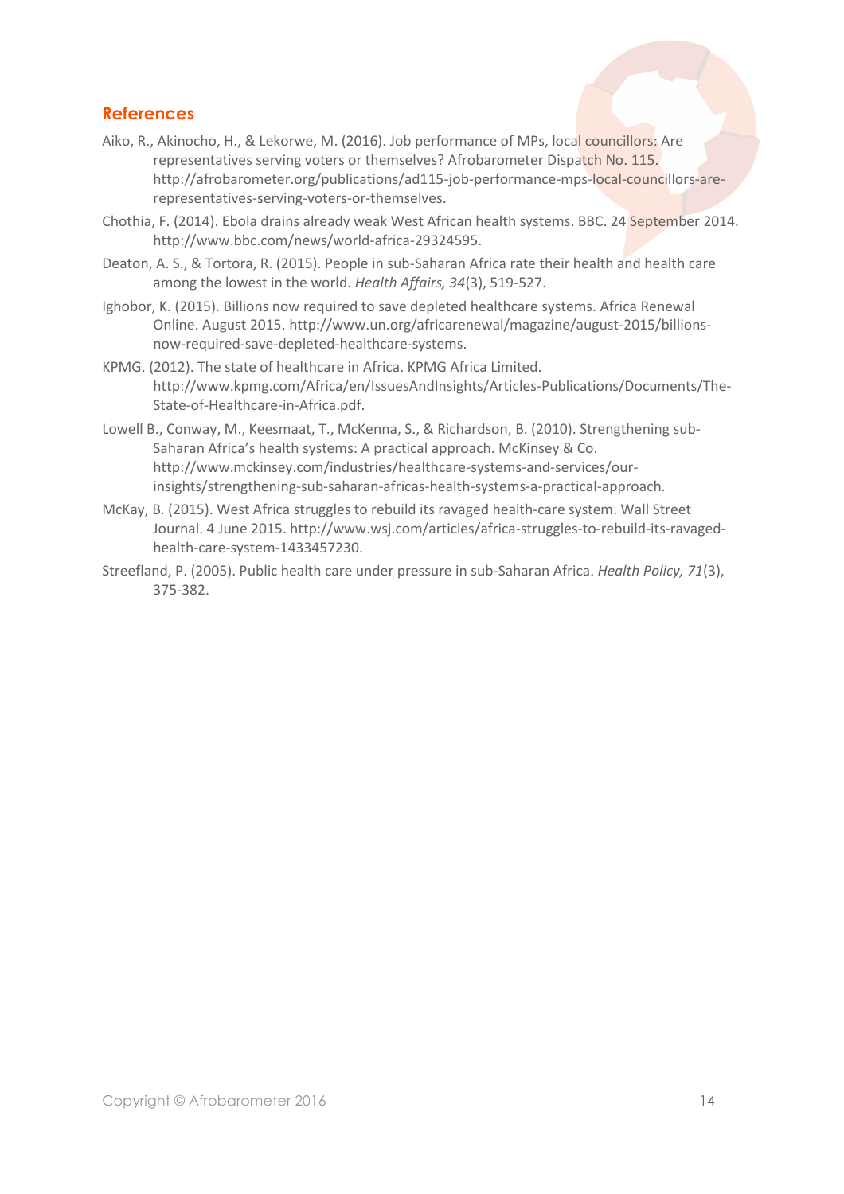## References

Aiko, R., Akinocho, H., & Lekorwe, M. (2016). Job performance of MPs, local councillors: Are representatives serving voters or themselves? Afrobarometer Dispatch No. 115. http://afrobarometer.org/publications/ad115-job-performance-mps-local-councillors-are-representatives-serving-voters-or-themselves.

Chothia, F. (2014). Ebola drains already weak West African health systems. BBC. 24 September 2014. http://www.bbc.com/news/world-africa-29324595.

Deaton, A. S., & Tortora, R. (2015). People in sub-Saharan Africa rate their health and health care among the lowest in the world. *Health Affairs, 34*(3), 519-527.

Ighobor, K. (2015). Billions now required to save depleted healthcare systems. Africa Renewal Online. August 2015. http://www.un.org/africarenewal/magazine/august-2015/billions-now-required-save-depleted-healthcare-systems.

KPMG. (2012). The state of healthcare in Africa. KPMG Africa Limited. http://www.kpmg.com/Africa/en/IssuesAndInsights/Articles-Publications/Documents/The-State-of-Healthcare-in-Africa.pdf.

Lowell B., Conway, M., Keesmaat, T., McKenna, S., & Richardson, B. (2010). Strengthening sub-Saharan Africa's health systems: A practical approach. McKinsey & Co. http://www.mckinsey.com/industries/healthcare-systems-and-services/our-insights/strengthening-sub-saharan-africas-health-systems-a-practical-approach.

McKay, B. (2015). West Africa struggles to rebuild its ravaged health-care system. Wall Street Journal. 4 June 2015. http://www.wsj.com/articles/africa-struggles-to-rebuild-its-ravaged-health-care-system-1433457230.

Streefland, P. (2005). Public health care under pressure in sub-Saharan Africa. *Health Policy, 71*(3), 375-382.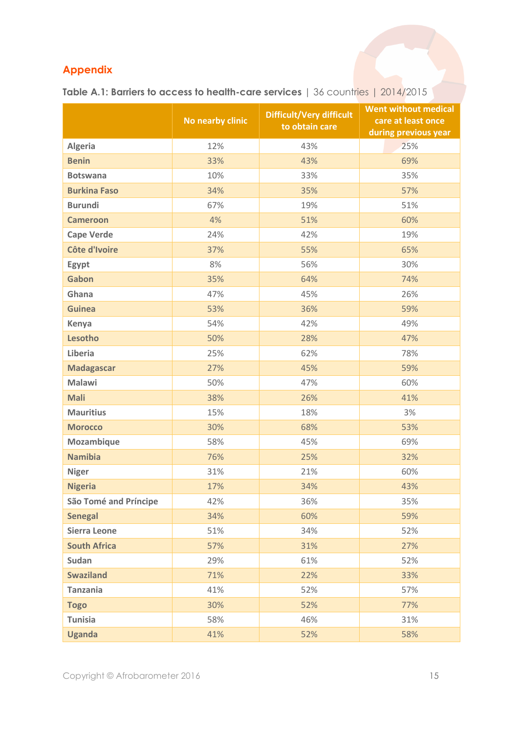## Appendix

**Table A.1: Barriers to access to health-care services** | 36 countries | 2014/2015

| | No nearby clinic | Difficult/Very difficult to obtain care | Went without medical care at least once during previous year |
|---|---|---|---|
| Algeria | 12% | 43% | 25% |
| Benin | 33% | 43% | 69% |
| Botswana | 10% | 33% | 35% |
| Burkina Faso | 34% | 35% | 57% |
| Burundi | 67% | 19% | 51% |
| Cameroon | 4% | 51% | 60% |
| Cape Verde | 24% | 42% | 19% |
| Côte d'Ivoire | 37% | 55% | 65% |
| Egypt | 8% | 56% | 30% |
| Gabon | 35% | 64% | 74% |
| Ghana | 47% | 45% | 26% |
| Guinea | 53% | 36% | 59% |
| Kenya | 54% | 42% | 49% |
| Lesotho | 50% | 28% | 47% |
| Liberia | 25% | 62% | 78% |
| Madagascar | 27% | 45% | 59% |
| Malawi | 50% | 47% | 60% |
| Mali | 38% | 26% | 41% |
| Mauritius | 15% | 18% | 3% |
| Morocco | 30% | 68% | 53% |
| Mozambique | 58% | 45% | 69% |
| Namibia | 76% | 25% | 32% |
| Niger | 31% | 21% | 60% |
| Nigeria | 17% | 34% | 43% |
| São Tomé and Príncipe | 42% | 36% | 35% |
| Senegal | 34% | 60% | 59% |
| Sierra Leone | 51% | 34% | 52% |
| South Africa | 57% | 31% | 27% |
| Sudan | 29% | 61% | 52% |
| Swaziland | 71% | 22% | 33% |
| Tanzania | 41% | 52% | 57% |
| Togo | 30% | 52% | 77% |
| Tunisia | 58% | 46% | 31% |
| Uganda | 41% | 52% | 58% |

Copyright © Afrobarometer 2016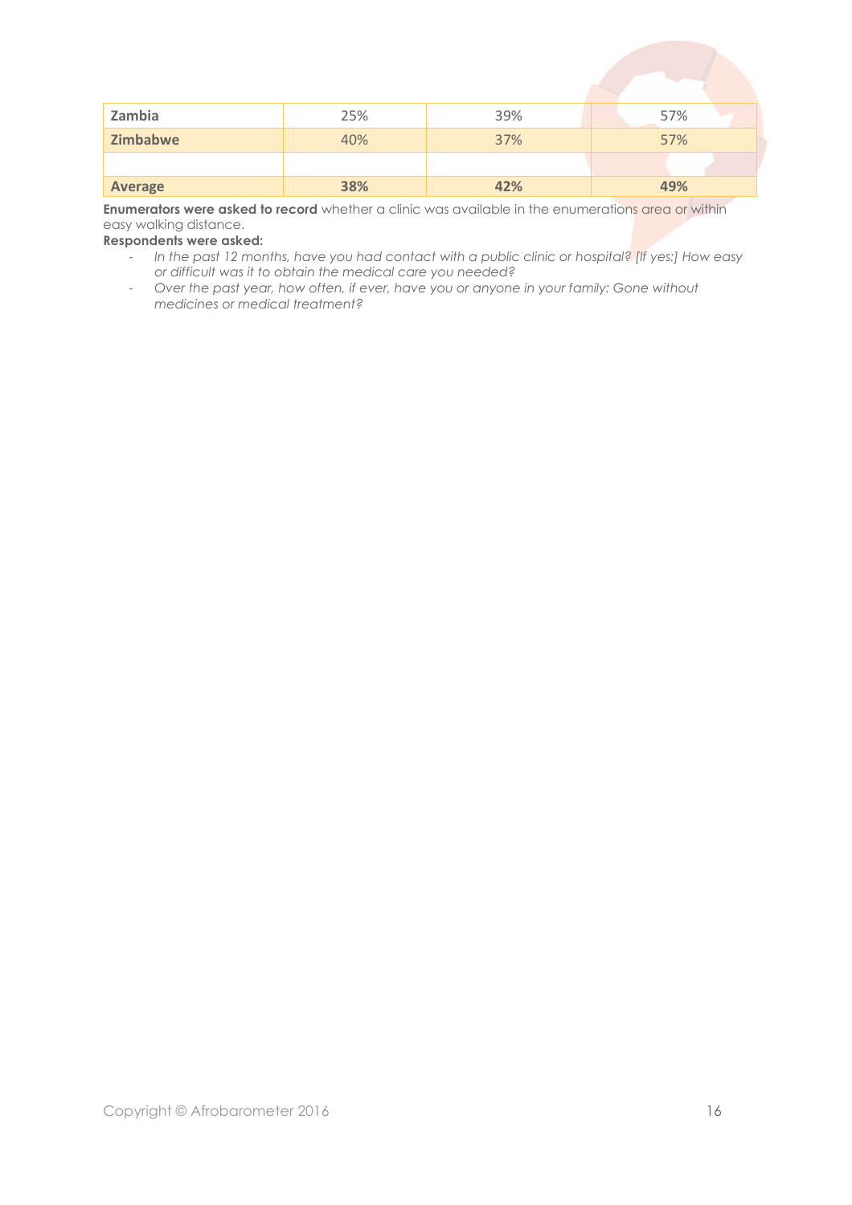| | | | |
|---|---|---|---|
| **Zambia** | 25% | 39% | 57% |
| **Zimbabwe** | 40% | 37% | 57% |
| | | | |
| **Average** | **38%** | **42%** | **49%** |

**Enumerators were asked to record** whether a clinic was available in the enumerations area or within easy walking distance.

**Respondents were asked:**

- *In the past 12 months, have you had contact with a public clinic or hospital? [If yes:] How easy or difficult was it to obtain the medical care you needed?*
- *Over the past year, how often, if ever, have you or anyone in your family: Gone without medicines or medical treatment?*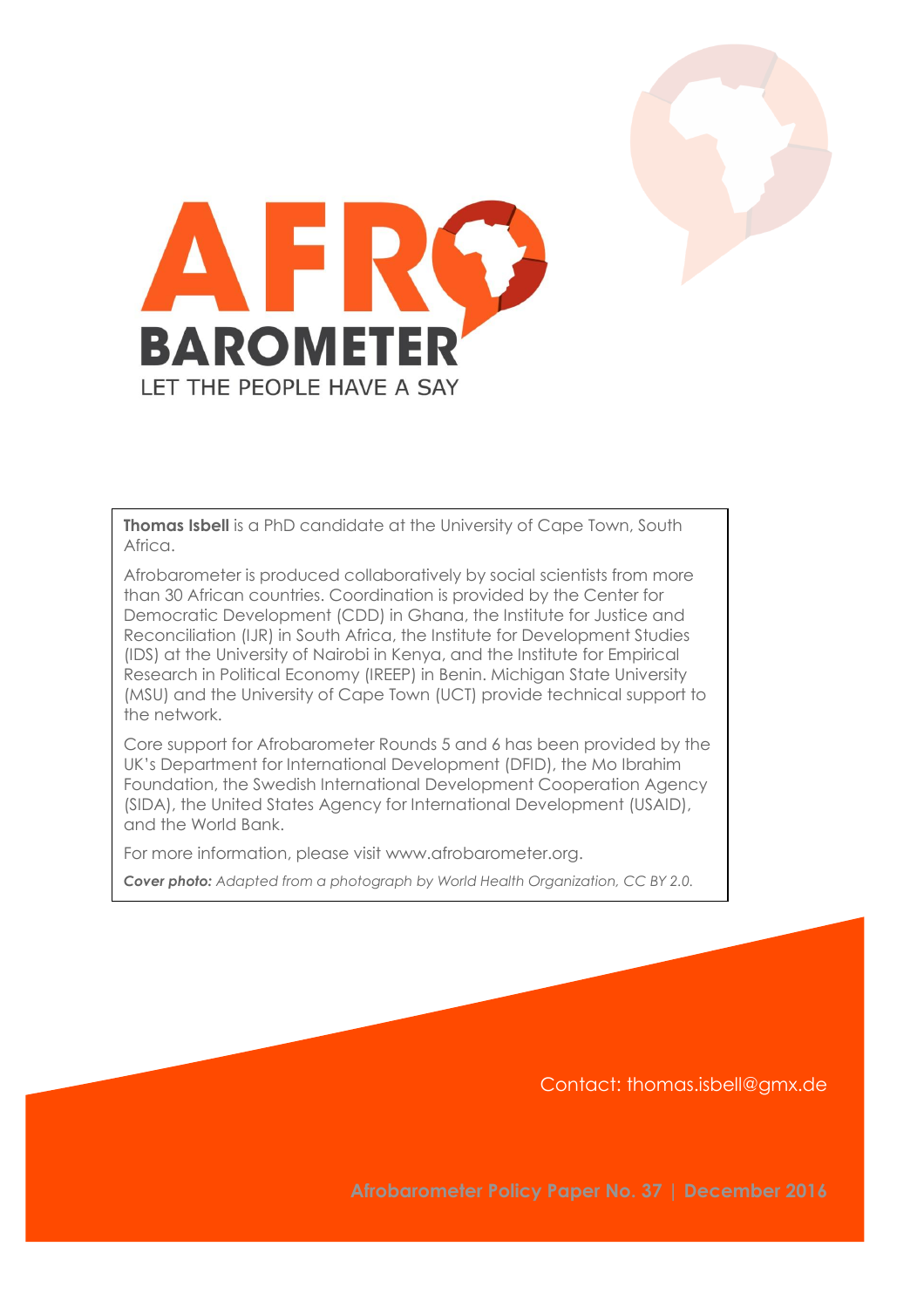AFRO BAROMETER

LET THE PEOPLE HAVE A SAY

**Thomas Isbell** is a PhD candidate at the University of Cape Town, South Africa.

Afrobarometer is produced collaboratively by social scientists from more than 30 African countries. Coordination is provided by the Center for Democratic Development (CDD) in Ghana, the Institute for Justice and Reconciliation (IJR) in South Africa, the Institute for Development Studies (IDS) at the University of Nairobi in Kenya, and the Institute for Empirical Research in Political Economy (IREEP) in Benin. Michigan State University (MSU) and the University of Cape Town (UCT) provide technical support to the network.

Core support for Afrobarometer Rounds 5 and 6 has been provided by the UK's Department for International Development (DFID), the Mo Ibrahim Foundation, the Swedish International Development Cooperation Agency (SIDA), the United States Agency for International Development (USAID), and the World Bank.

For more information, please visit www.afrobarometer.org.

***Cover photo:*** *Adapted from a photograph by World Health Organization, CC BY 2.0.*

Contact: thomas.isbell@gmx.de

**Afrobarometer Policy Paper No. 37 | December 2016**